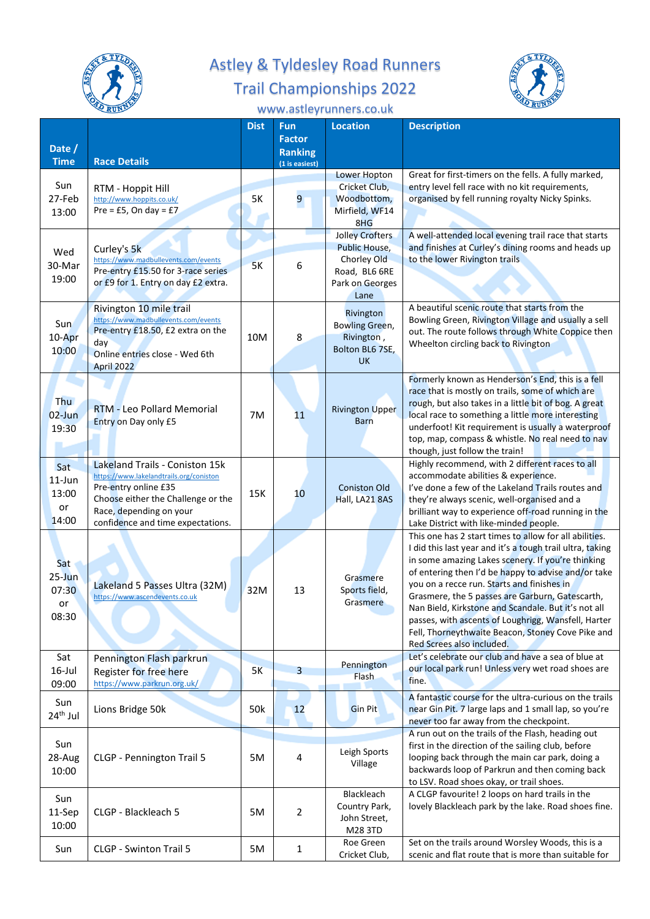# Astley & Tyldesley Road Runners

## Trail Championships 2022

www.astleyrunners.co.uk

| Date / Time | Race Details | Dist | Fun Factor Ranking (1 is easiest) | Location | Description |
|---|---|---|---|---|---|
| Sun 27-Feb 13:00 | RTM - Hoppit Hill http://www.hoppits.co.uk/ Pre = £5, On day = £7 | 5K | 9 | Lower Hopton Cricket Club, Woodbottom, Mirfield, WF14 8HG | Great for first-timers on the fells. A fully marked, entry level fell race with no kit requirements, organised by fell running royalty Nicky Spinks. |
| Wed 30-Mar 19:00 | Curley's 5k https://www.madbullevents.com/events Pre-entry £15.50 for 3-race series or £9 for 1. Entry on day £2 extra. | 5K | 6 | Jolley Crofters Public House, Chorley Old Road, BL6 6RE Park on Georges Lane | A well-attended local evening trail race that starts and finishes at Curley's dining rooms and heads up to the lower Rivington trails |
| Sun 10-Apr 10:00 | Rivington 10 mile trail https://www.madbullevents.com/events Pre-entry £18.50, £2 extra on the day Online entries close - Wed 6th April 2022 | 10M | 8 | Rivington Bowling Green, Rivington , Bolton BL6 7SE, UK | A beautiful scenic route that starts from the Bowling Green, Rivington Village and usually a sell out. The route follows through White Coppice then Wheelton circling back to Rivington |
| Thu 02-Jun 19:30 | RTM - Leo Pollard Memorial Entry on Day only £5 | 7M | 11 | Rivington Upper Barn | Formerly known as Henderson's End, this is a fell race that is mostly on trails, some of which are rough, but also takes in a little bit of bog. A great local race to something a little more interesting underfoot! Kit requirement is usually a waterproof top, map, compass & whistle. No real need to nav though, just follow the train! |
| Sat 11-Jun 13:00 or 14:00 | Lakeland Trails - Coniston 15k https://www.lakelandtrails.org/coniston Pre-entry online £35 Choose either the Challenge or the Race, depending on your confidence and time expectations. | 15K | 10 | Coniston Old Hall, LA21 8AS | Highly recommend, with 2 different races to all accommodate abilities & experience. I've done a few of the Lakeland Trails routes and they're always scenic, well-organised and a brilliant way to experience off-road running in the Lake District with like-minded people. |
| Sat 25-Jun 07:30 or 08:30 | Lakeland 5 Passes Ultra (32M) https://www.ascendevents.co.uk | 32M | 13 | Grasmere Sports field, Grasmere | This one has 2 start times to allow for all abilities. I did this last year and it's a tough trail ultra, taking in some amazing Lakes scenery. If you're thinking of entering then I'd be happy to advise and/or take you on a recce run. Starts and finishes in Grasmere, the 5 passes are Garburn, Gatescarth, Nan Bield, Kirkstone and Scandale. But it's not all passes, with ascents of Loughrigg, Wansfell, Harter Fell, Thorneythwaite Beacon, Stoney Cove Pike and Red Screes also included. |
| Sat 16-Jul 09:00 | Pennington Flash parkrun Register for free here https://www.parkrun.org.uk/ | 5K | 3 | Pennington Flash | Let's celebrate our club and have a sea of blue at our local park run! Unless very wet road shoes are fine. |
| Sun 24th Jul | Lions Bridge 50k | 50k | 12 | Gin Pit | A fantastic course for the ultra-curious on the trails near Gin Pit. 7 large laps and 1 small lap, so you're never too far away from the checkpoint. |
| Sun 28-Aug 10:00 | CLGP - Pennington Trail 5 | 5M | 4 | Leigh Sports Village | A run out on the trails of the Flash, heading out first in the direction of the sailing club, before looping back through the main car park, doing a backwards loop of Parkrun and then coming back to LSV. Road shoes okay, or trail shoes. |
| Sun 11-Sep 10:00 | CLGP - Blackleach 5 | 5M | 2 | Blackleach Country Park, John Street, M28 3TD | A CLGP favourite! 2 loops on hard trails in the lovely Blackleach park by the lake. Road shoes fine. |
| Sun | CLGP - Swinton Trail 5 | 5M | 1 | Roe Green Cricket Club, | Set on the trails around Worsley Woods, this is a scenic and flat route that is more than suitable for |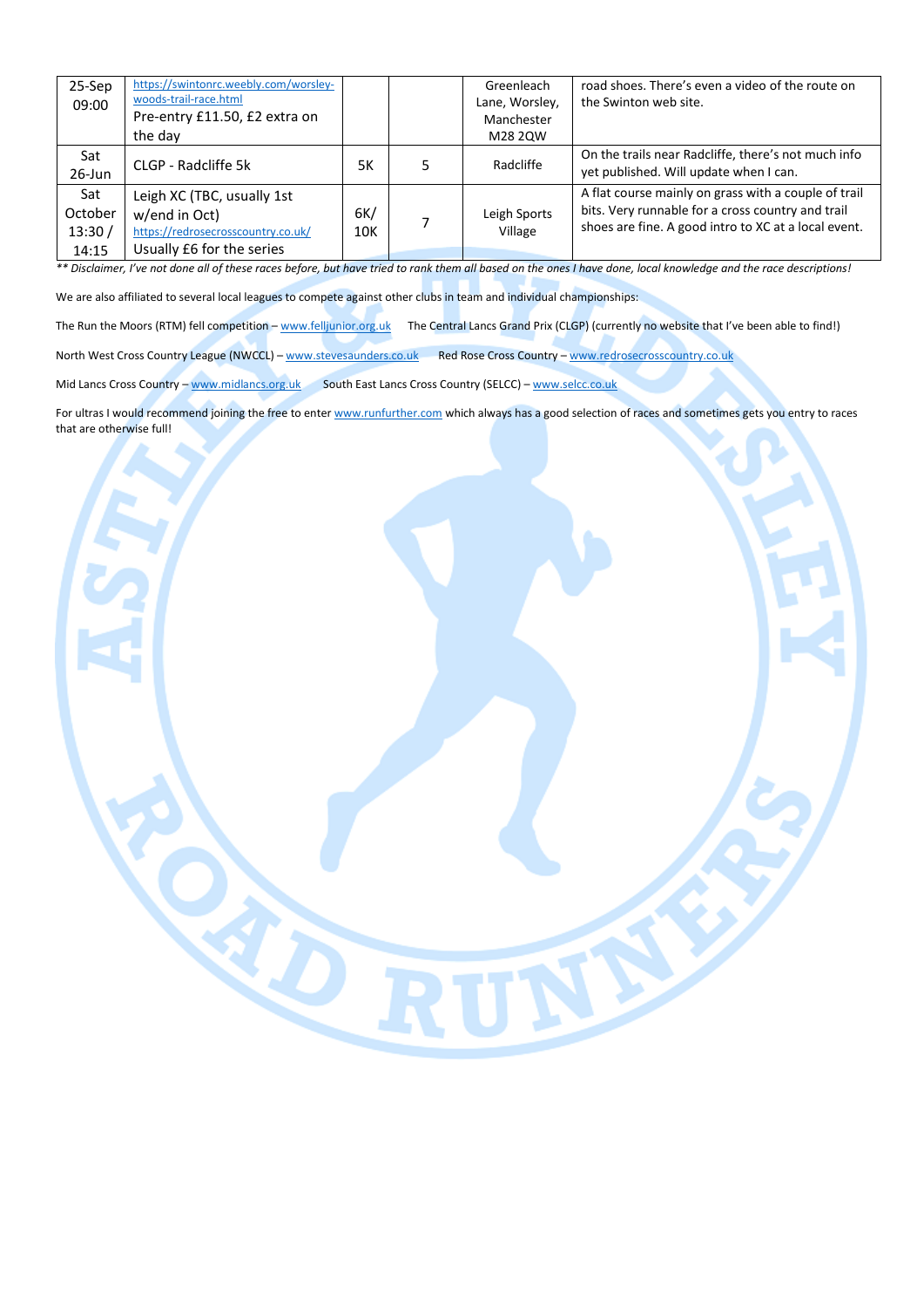| | | | | | |
|---|---|---|---|---|---|
| 25-Sep 09:00 | https://swintonrc.weebly.com/worsley-woods-trail-race.html Pre-entry £11.50, £2 extra on the day | | | Greenleach Lane, Worsley, Manchester M28 2QW | road shoes. There's even a video of the route on the Swinton web site. |
| Sat 26-Jun | CLGP - Radcliffe 5k | 5K | 5 | Radcliffe | On the trails near Radcliffe, there's not much info yet published. Will update when I can. |
| Sat October 13:30 / 14:15 | Leigh XC (TBC, usually 1st w/end in Oct) https://redrosecrosscountry.co.uk/ Usually £6 for the series | 6K/ 10K | 7 | Leigh Sports Village | A flat course mainly on grass with a couple of trail bits. Very runnable for a cross country and trail shoes are fine. A good intro to XC at a local event. |

*** Disclaimer, I've not done all of these races before, but have tried to rank them all based on the ones I have done, local knowledge and the race descriptions!*

We are also affiliated to several local leagues to compete against other clubs in team and individual championships:

The Run the Moors (RTM) fell competition – www.felljunior.org.uk The Central Lancs Grand Prix (CLGP) (currently no website that I've been able to find!)

North West Cross Country League (NWCCL) – www.stevesaunders.co.uk Red Rose Cross Country – www.redrosecrosscountry.co.uk

Mid Lancs Cross Country – www.midlancs.org.uk South East Lancs Cross Country (SELCC) – www.selcc.co.uk

For ultras I would recommend joining the free to enter www.runfurther.com which always has a good selection of races and sometimes gets you entry to races that are otherwise full!